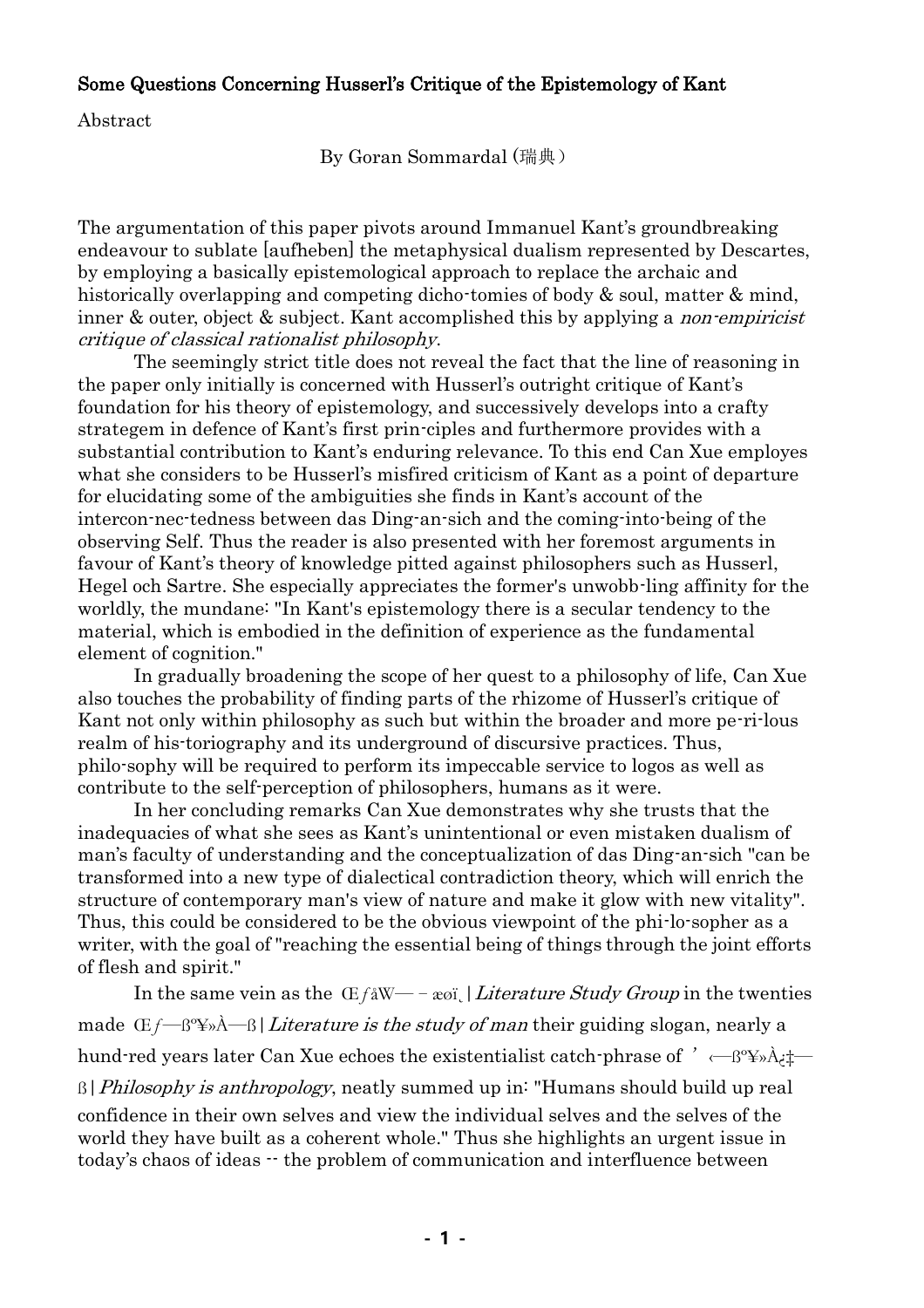**Some Questions Concerning Husserl's Critique of the Epistemology of Kant**

Abstract

By Goran Sommardal (瑞典)

The argumentation of this paper pivots around Immanuel Kant's groundbreaking endeavour to sublate [aufheben] the metaphysical dualism represented by Descartes, by employing a basically epistemological approach to replace the archaic and historically overlapping and competing dicho-tomies of body & soul, matter & mind, inner & outer, object & subject. Kant accomplished this by applying a *non-empiricist critique of classical rationalist philosophy*.

The seemingly strict title does not reveal the fact that the line of reasoning in the paper only initially is concerned with Husserl's outright critique of Kant's foundation for his theory of epistemology, and successively develops into a crafty strategem in defence of Kant's first prin-ciples and furthermore provides with a substantial contribution to Kant's enduring relevance. To this end Can Xue employes what she considers to be Husserl's misfired criticism of Kant as a point of departure for elucidating some of the ambiguities she finds in Kant's account of the intercon-nec-tedness between das Ding-an-sich and the coming-into-being of the observing Self. Thus the reader is also presented with her foremost arguments in favour of Kant's theory of knowledge pitted against philosophers such as Husserl, Hegel och Sartre. She especially appreciates the former's unwobb-ling affinity for the worldly, the mundane: "In Kant's epistemology there is a secular tendency to the material, which is embodied in the definition of experience as the fundamental element of cognition."

In gradually broadening the scope of her quest to a philosophy of life, Can Xue also touches the probability of finding parts of the rhizome of Husserl's critique of Kant not only within philosophy as such but within the broader and more pe-ri-lous realm of his-toriography and its underground of discursive practices. Thus, philo-sophy will be required to perform its impeccable service to logos as well as contribute to the self-perception of philosophers, humans as it were.

In her concluding remarks Can Xue demonstrates why she trusts that the inadequacies of what she sees as Kant's unintentional or even mistaken dualism of man's faculty of understanding and the conceptualization of das Ding-an-sich "can be transformed into a new type of dialectical contradiction theory, which will enrich the structure of contemporary man's view of nature and make it glow with new vitality". Thus, this could be considered to be the obvious viewpoint of the phi-lo-sopher as a writer, with the goal of "reaching the essential being of things through the joint efforts of flesh and spirit."

In the same vein as the Œƒå̊W— – æøï¸| *Literature Study Group* in the twenties made Œƒ—ßº¥»À—ß| *Literature is the study of man* their guiding slogan, nearly a hund-red years later Can Xue echoes the existentialist catch-phrase of ’‹—ßº¥»À¿‡—ß| *Philosophy is anthropology*, neatly summed up in: "Humans should build up real confidence in their own selves and view the individual selves and the selves of the world they have built as a coherent whole." Thus she highlights an urgent issue in today's chaos of ideas -- the problem of communication and interfluence between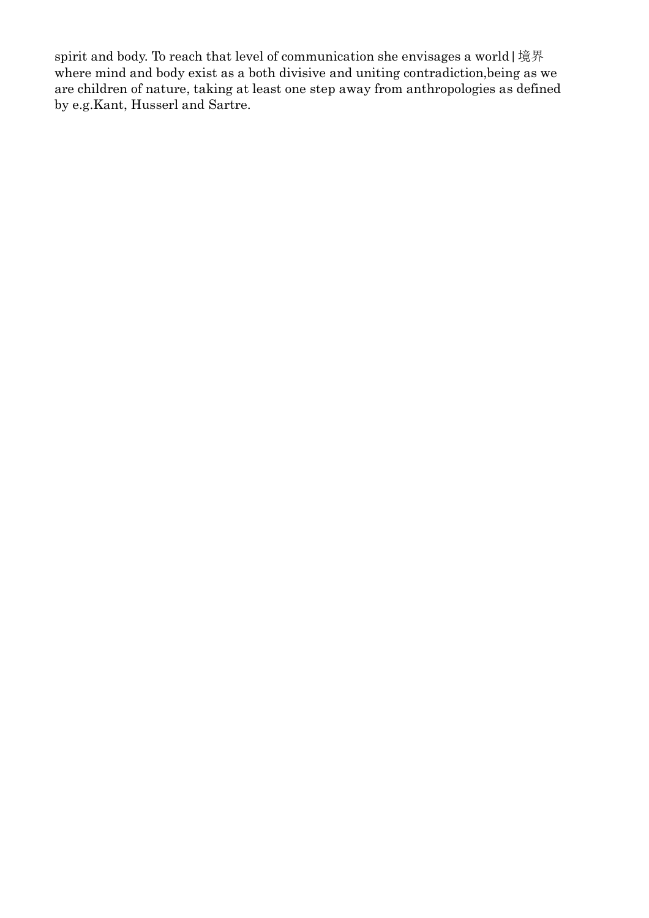spirit and body. To reach that level of communication she envisages a world|境界 where mind and body exist as a both divisive and uniting contradiction,being as we are children of nature, taking at least one step away from anthropologies as defined by e.g.Kant, Husserl and Sartre.